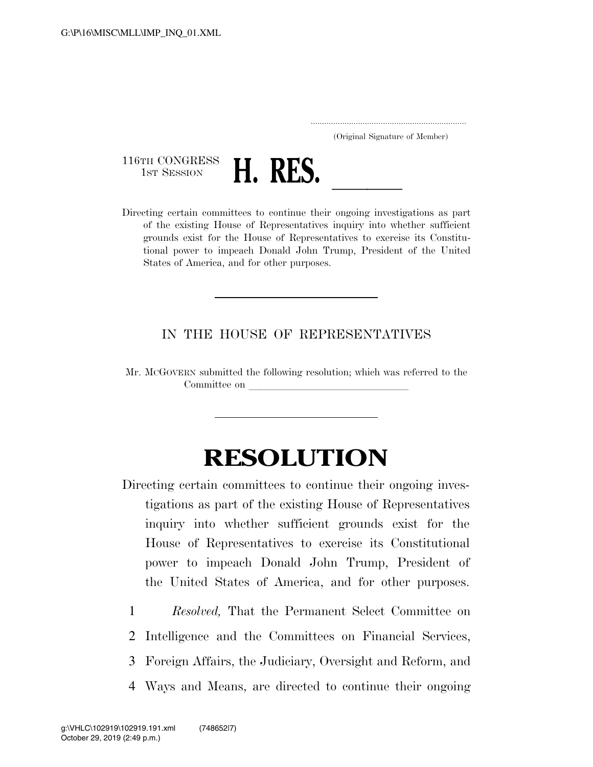G:\P\16\MISC\MLL\IMP_INQ_01.XML

.....................................................................
(Original Signature of Member)

116TH CONGRESS
1ST SESSION

# H. RES. \_\_\_\_\_\_

Directing certain committees to continue their ongoing investigations as part of the existing House of Representatives inquiry into whether sufficient grounds exist for the House of Representatives to exercise its Constitutional power to impeach Donald John Trump, President of the United States of America, and for other purposes.

---

IN THE HOUSE OF REPRESENTATIVES

Mr. MCGOVERN submitted the following resolution; which was referred to the Committee on \_\_\_\_\_\_\_\_\_\_\_\_\_\_\_\_\_\_\_\_\_\_\_\_\_\_\_\_\_\_

---

# RESOLUTION

Directing certain committees to continue their ongoing investigations as part of the existing House of Representatives inquiry into whether sufficient grounds exist for the House of Representatives to exercise its Constitutional power to impeach Donald John Trump, President of the United States of America, and for other purposes.

1 *Resolved,* That the Permanent Select Committee on
2 Intelligence and the Committees on Financial Services,
3 Foreign Affairs, the Judiciary, Oversight and Reform, and
4 Ways and Means, are directed to continue their ongoing

g:\VHLC\102919\102919.191.xml (748652|7)
October 29, 2019 (2:49 p.m.)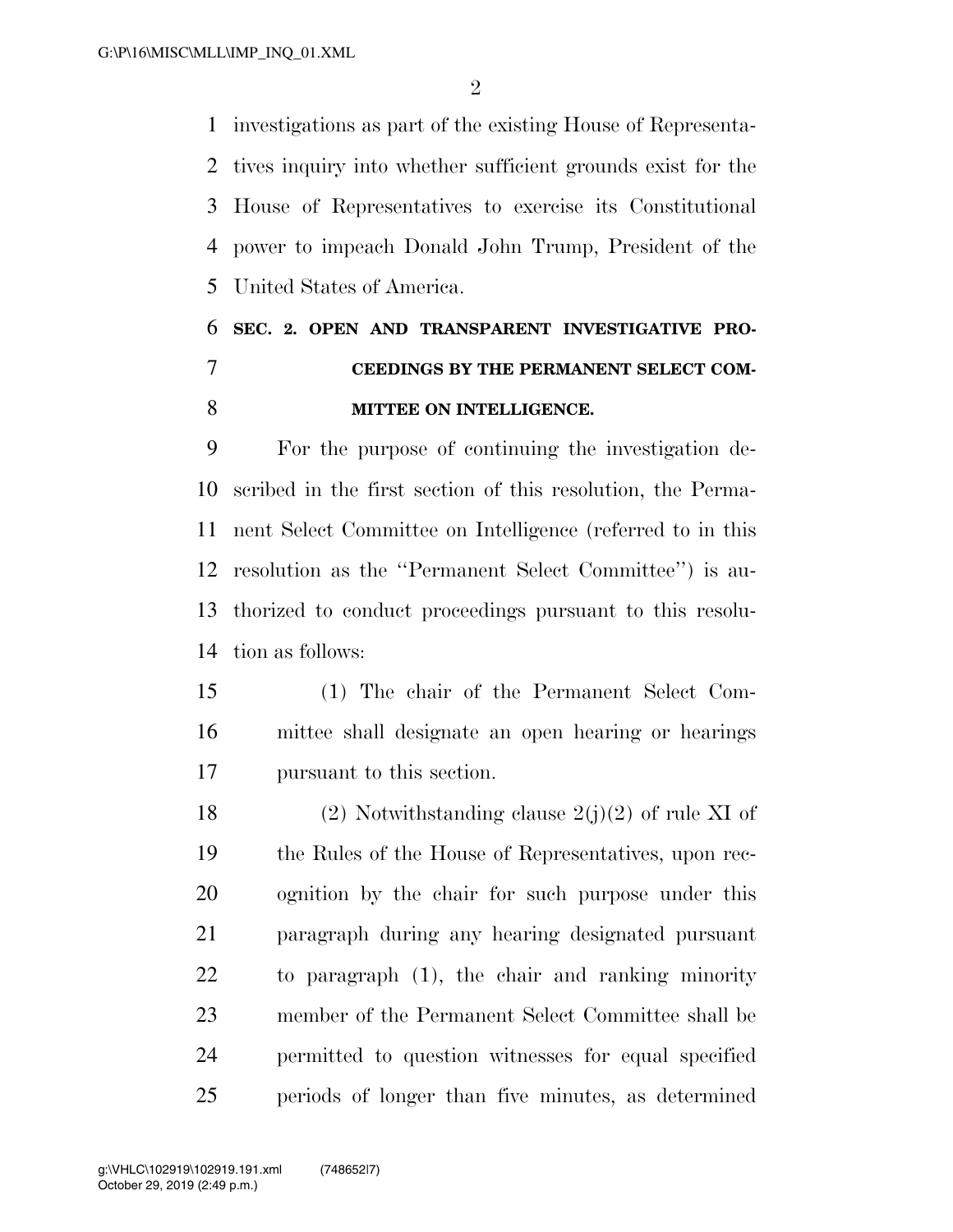investigations as part of the existing House of Representatives inquiry into whether sufficient grounds exist for the House of Representatives to exercise its Constitutional power to impeach Donald John Trump, President of the United States of America.

## SEC. 2. OPEN AND TRANSPARENT INVESTIGATIVE PROCEEDINGS BY THE PERMANENT SELECT COMMITTEE ON INTELLIGENCE.

For the purpose of continuing the investigation described in the first section of this resolution, the Permanent Select Committee on Intelligence (referred to in this resolution as the ''Permanent Select Committee'') is authorized to conduct proceedings pursuant to this resolution as follows:

(1) The chair of the Permanent Select Committee shall designate an open hearing or hearings pursuant to this section.

(2) Notwithstanding clause 2(j)(2) of rule XI of the Rules of the House of Representatives, upon recognition by the chair for such purpose under this paragraph during any hearing designated pursuant to paragraph (1), the chair and ranking minority member of the Permanent Select Committee shall be permitted to question witnesses for equal specified periods of longer than five minutes, as determined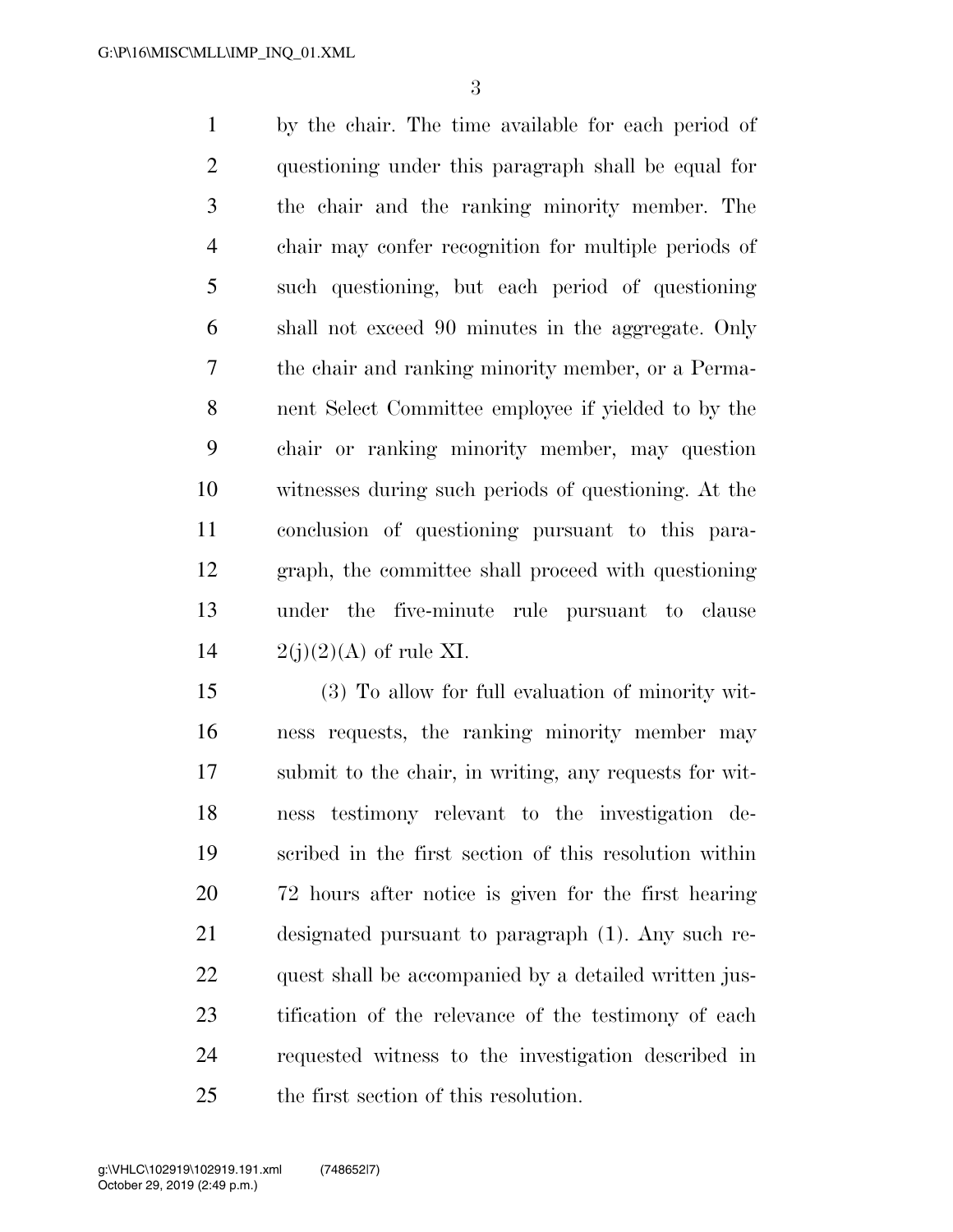by the chair. The time available for each period of questioning under this paragraph shall be equal for the chair and the ranking minority member. The chair may confer recognition for multiple periods of such questioning, but each period of questioning shall not exceed 90 minutes in the aggregate. Only the chair and ranking minority member, or a Permanent Select Committee employee if yielded to by the chair or ranking minority member, may question witnesses during such periods of questioning. At the conclusion of questioning pursuant to this paragraph, the committee shall proceed with questioning under the five-minute rule pursuant to clause 2(j)(2)(A) of rule XI.

(3) To allow for full evaluation of minority witness requests, the ranking minority member may submit to the chair, in writing, any requests for witness testimony relevant to the investigation described in the first section of this resolution within 72 hours after notice is given for the first hearing designated pursuant to paragraph (1). Any such request shall be accompanied by a detailed written justification of the relevance of the testimony of each requested witness to the investigation described in the first section of this resolution.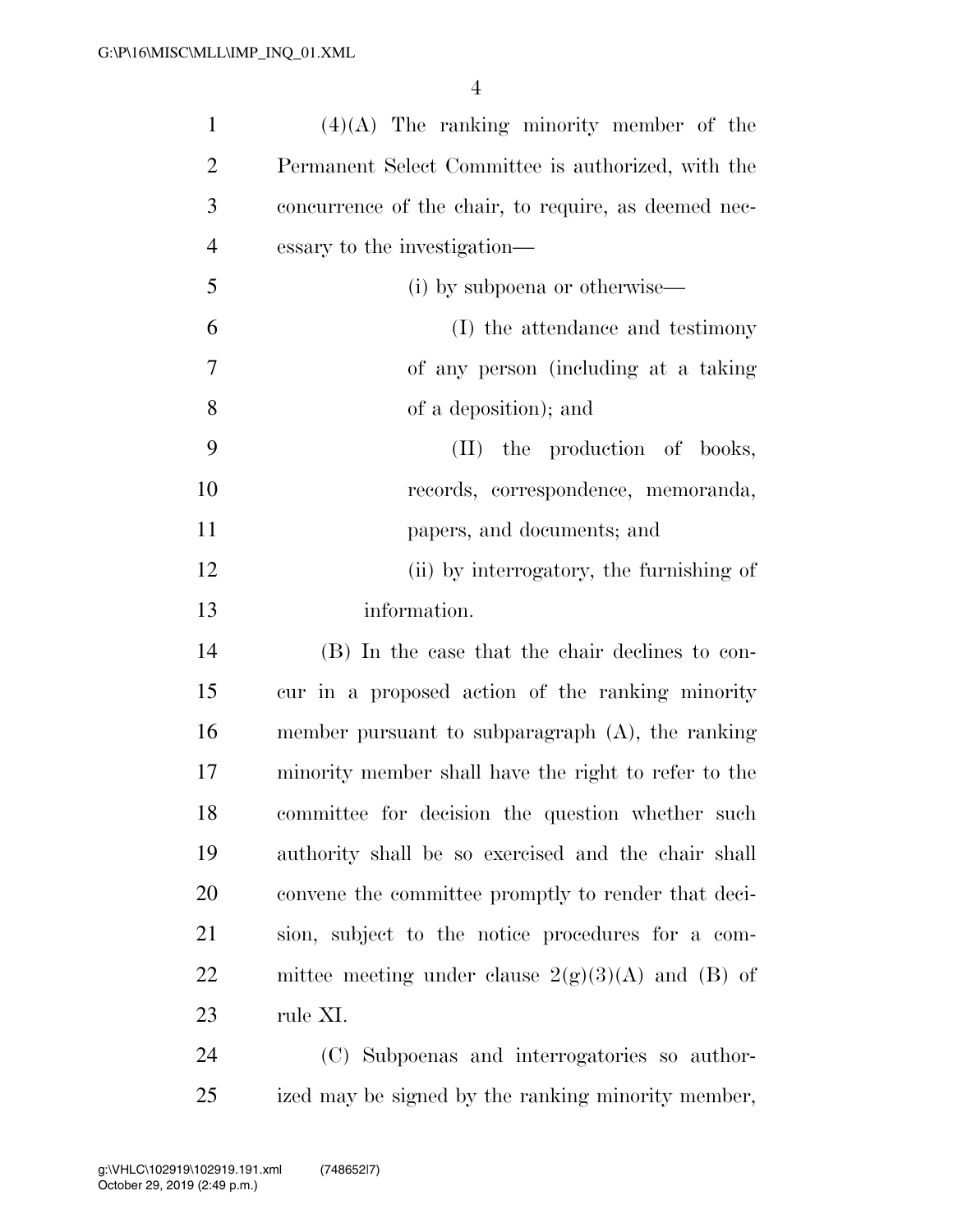(4)(A) The ranking minority member of the Permanent Select Committee is authorized, with the concurrence of the chair, to require, as deemed necessary to the investigation—

(i) by subpoena or otherwise—

(I) the attendance and testimony of any person (including at a taking of a deposition); and

(II) the production of books, records, correspondence, memoranda, papers, and documents; and

(ii) by interrogatory, the furnishing of information.

(B) In the case that the chair declines to concur in a proposed action of the ranking minority member pursuant to subparagraph (A), the ranking minority member shall have the right to refer to the committee for decision the question whether such authority shall be so exercised and the chair shall convene the committee promptly to render that decision, subject to the notice procedures for a committee meeting under clause 2(g)(3)(A) and (B) of rule XI.

(C) Subpoenas and interrogatories so authorized may be signed by the ranking minority member,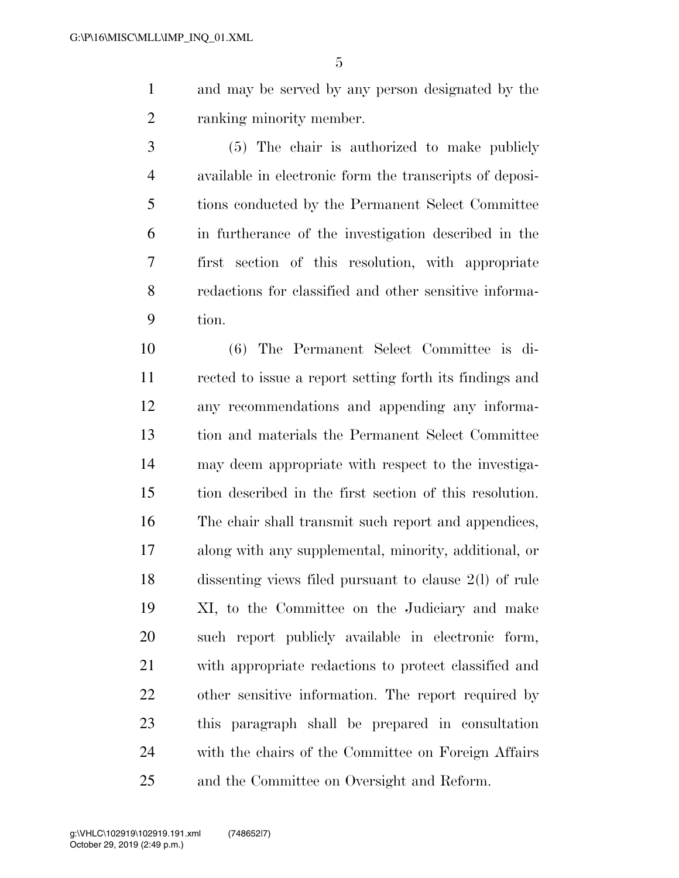and may be served by any person designated by the ranking minority member.

(5) The chair is authorized to make publicly available in electronic form the transcripts of depositions conducted by the Permanent Select Committee in furtherance of the investigation described in the first section of this resolution, with appropriate redactions for classified and other sensitive information.

(6) The Permanent Select Committee is directed to issue a report setting forth its findings and any recommendations and appending any information and materials the Permanent Select Committee may deem appropriate with respect to the investigation described in the first section of this resolution. The chair shall transmit such report and appendices, along with any supplemental, minority, additional, or dissenting views filed pursuant to clause 2(l) of rule XI, to the Committee on the Judiciary and make such report publicly available in electronic form, with appropriate redactions to protect classified and other sensitive information. The report required by this paragraph shall be prepared in consultation with the chairs of the Committee on Foreign Affairs and the Committee on Oversight and Reform.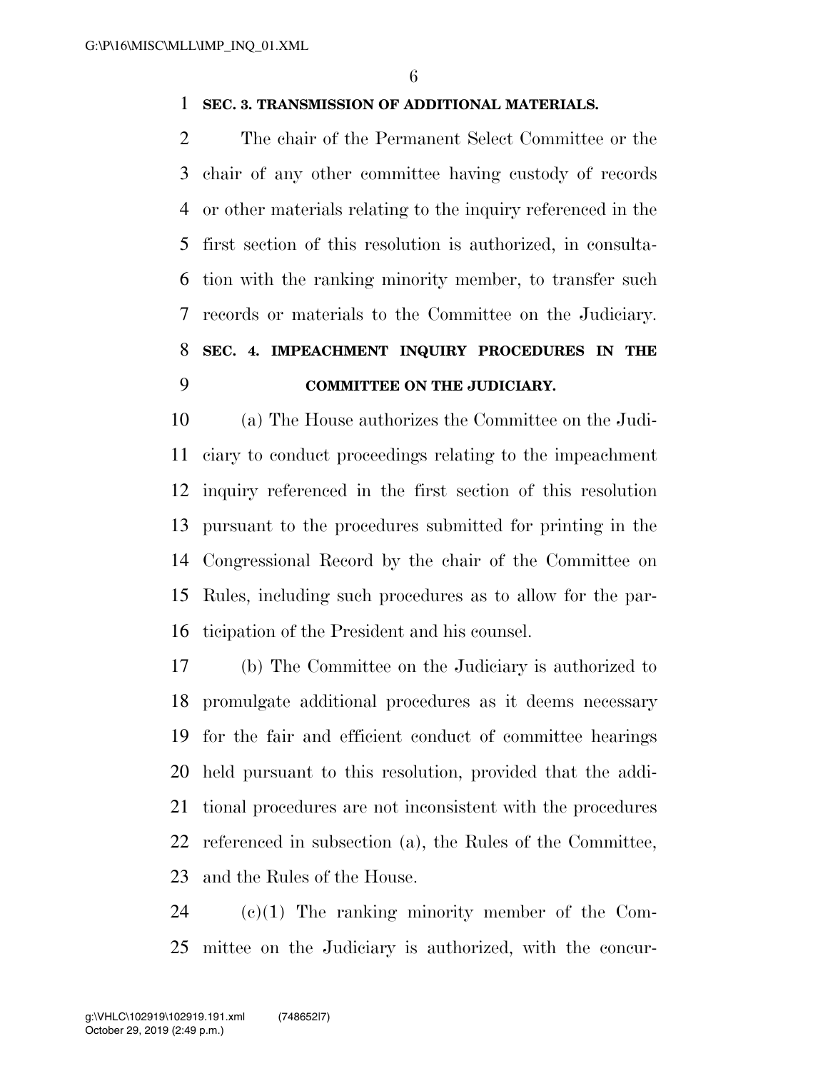**SEC. 3. TRANSMISSION OF ADDITIONAL MATERIALS.**

The chair of the Permanent Select Committee or the chair of any other committee having custody of records or other materials relating to the inquiry referenced in the first section of this resolution is authorized, in consultation with the ranking minority member, to transfer such records or materials to the Committee on the Judiciary.

**SEC. 4. IMPEACHMENT INQUIRY PROCEDURES IN THE COMMITTEE ON THE JUDICIARY.**

(a) The House authorizes the Committee on the Judiciary to conduct proceedings relating to the impeachment inquiry referenced in the first section of this resolution pursuant to the procedures submitted for printing in the Congressional Record by the chair of the Committee on Rules, including such procedures as to allow for the participation of the President and his counsel.

(b) The Committee on the Judiciary is authorized to promulgate additional procedures as it deems necessary for the fair and efficient conduct of committee hearings held pursuant to this resolution, provided that the additional procedures are not inconsistent with the procedures referenced in subsection (a), the Rules of the Committee, and the Rules of the House.

(c)(1) The ranking minority member of the Committee on the Judiciary is authorized, with the concur-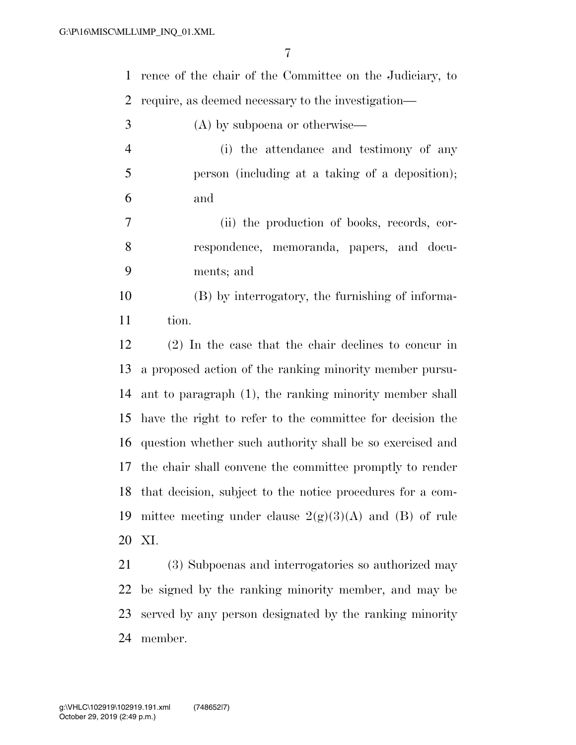rence of the chair of the Committee on the Judiciary, to require, as deemed necessary to the investigation—

(A) by subpoena or otherwise—

(i) the attendance and testimony of any person (including at a taking of a deposition); and

(ii) the production of books, records, correspondence, memoranda, papers, and documents; and

(B) by interrogatory, the furnishing of information.

(2) In the case that the chair declines to concur in a proposed action of the ranking minority member pursuant to paragraph (1), the ranking minority member shall have the right to refer to the committee for decision the question whether such authority shall be so exercised and the chair shall convene the committee promptly to render that decision, subject to the notice procedures for a committee meeting under clause 2(g)(3)(A) and (B) of rule XI.

(3) Subpoenas and interrogatories so authorized may be signed by the ranking minority member, and may be served by any person designated by the ranking minority member.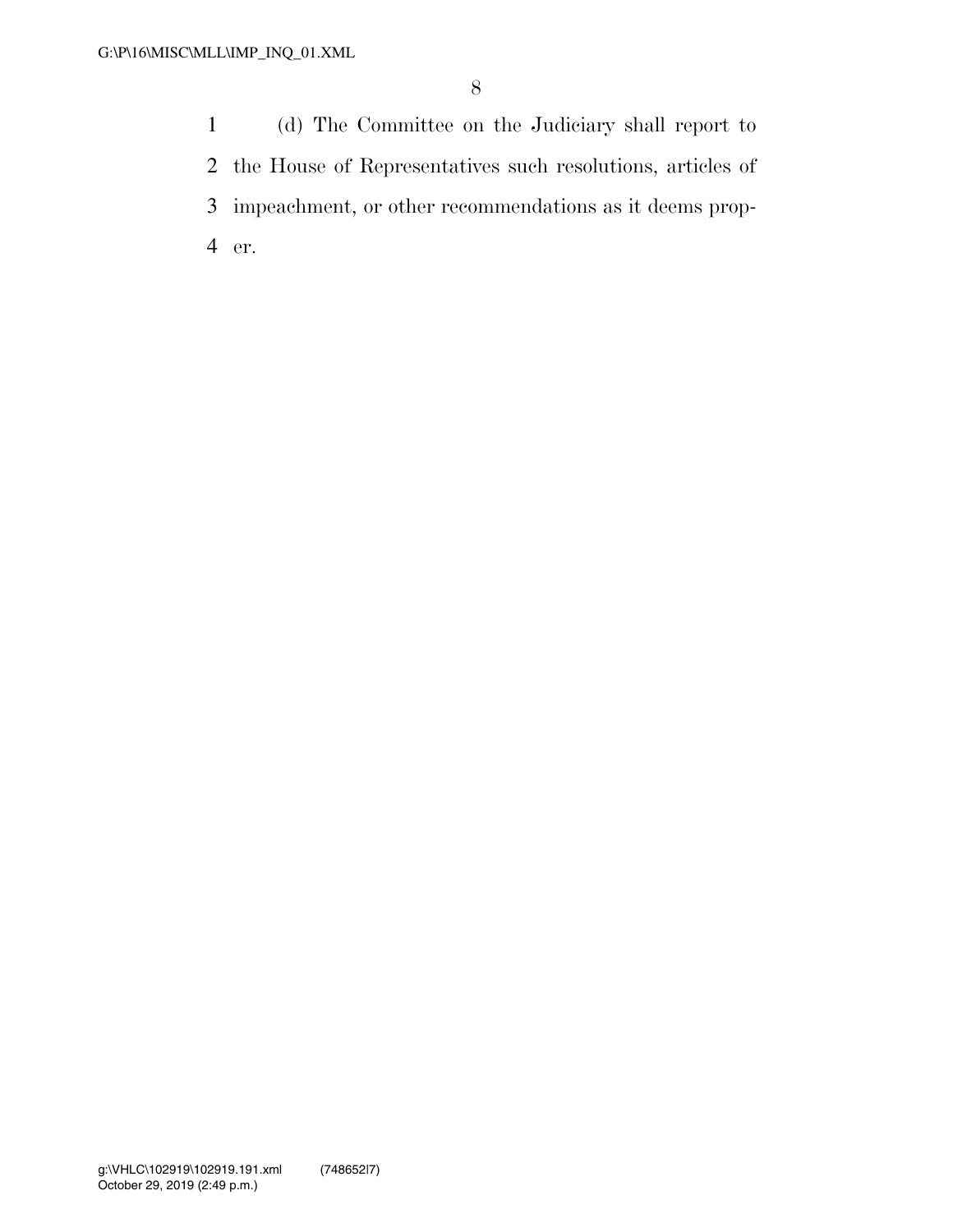(d) The Committee on the Judiciary shall report to the House of Representatives such resolutions, articles of impeachment, or other recommendations as it deems proper.